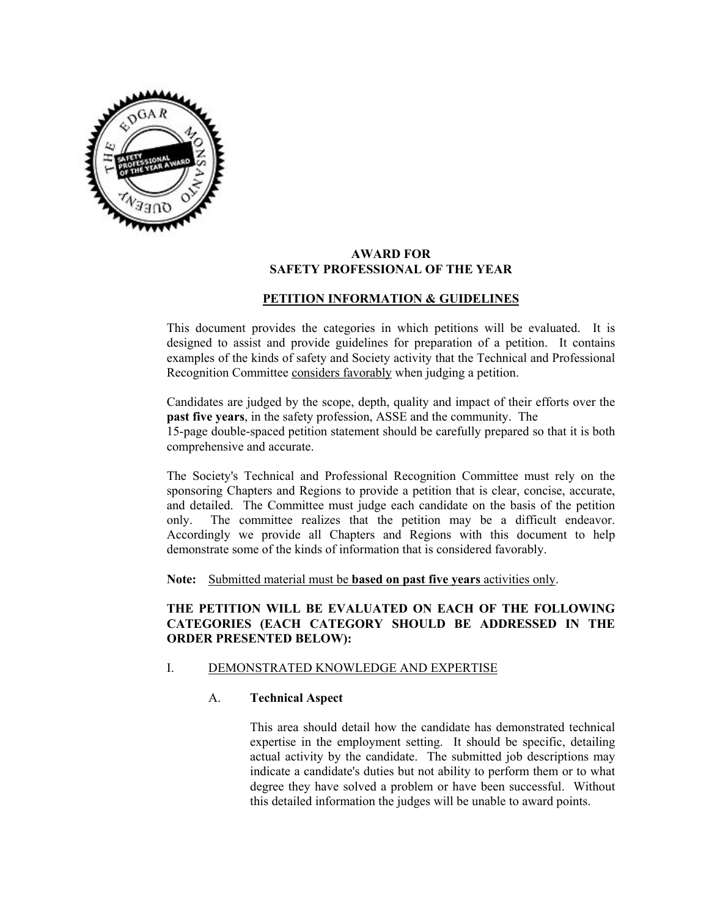# AWARD FOR SAFETY PROFESSIONAL OF THE YEAR

## PETITION INFORMATION & GUIDELINES

This document provides the categories in which petitions will be evaluated. It is designed to assist and provide guidelines for preparation of a petition. It contains examples of the kinds of safety and Society activity that the Technical and Professional Recognition Committee considers favorably when judging a petition.

Candidates are judged by the scope, depth, quality and impact of their efforts over the **past five years**, in the safety profession, ASSE and the community. The 15-page double-spaced petition statement should be carefully prepared so that it is both comprehensive and accurate.

The Society's Technical and Professional Recognition Committee must rely on the sponsoring Chapters and Regions to provide a petition that is clear, concise, accurate, and detailed. The Committee must judge each candidate on the basis of the petition only. The committee realizes that the petition may be a difficult endeavor. Accordingly we provide all Chapters and Regions with this document to help demonstrate some of the kinds of information that is considered favorably.

**Note:** Submitted material must be **based on past five years** activities only.

**THE PETITION WILL BE EVALUATED ON EACH OF THE FOLLOWING CATEGORIES (EACH CATEGORY SHOULD BE ADDRESSED IN THE ORDER PRESENTED BELOW):**

I. DEMONSTRATED KNOWLEDGE AND EXPERTISE

A. **Technical Aspect**

This area should detail how the candidate has demonstrated technical expertise in the employment setting. It should be specific, detailing actual activity by the candidate. The submitted job descriptions may indicate a candidate's duties but not ability to perform them or to what degree they have solved a problem or have been successful. Without this detailed information the judges will be unable to award points.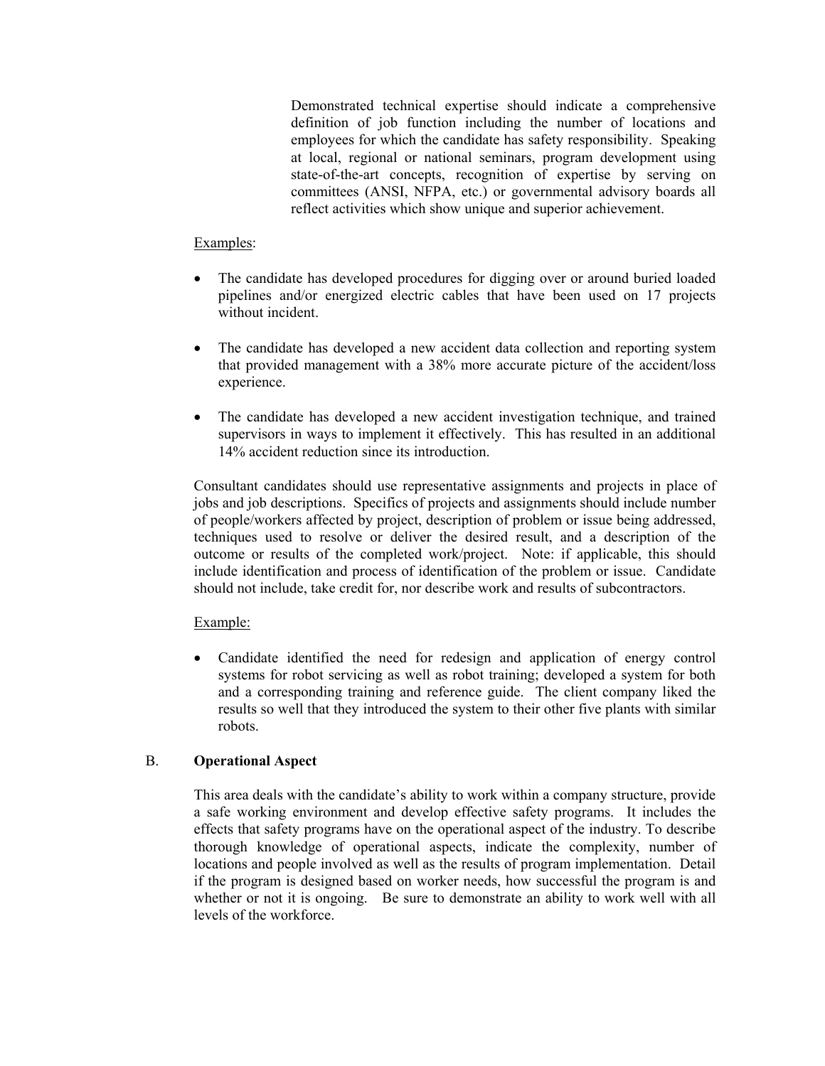Demonstrated technical expertise should indicate a comprehensive definition of job function including the number of locations and employees for which the candidate has safety responsibility. Speaking at local, regional or national seminars, program development using state-of-the-art concepts, recognition of expertise by serving on committees (ANSI, NFPA, etc.) or governmental advisory boards all reflect activities which show unique and superior achievement.

Examples:

- The candidate has developed procedures for digging over or around buried loaded pipelines and/or energized electric cables that have been used on 17 projects without incident.
- The candidate has developed a new accident data collection and reporting system that provided management with a 38% more accurate picture of the accident/loss experience.
- The candidate has developed a new accident investigation technique, and trained supervisors in ways to implement it effectively. This has resulted in an additional 14% accident reduction since its introduction.

Consultant candidates should use representative assignments and projects in place of jobs and job descriptions. Specifics of projects and assignments should include number of people/workers affected by project, description of problem or issue being addressed, techniques used to resolve or deliver the desired result, and a description of the outcome or results of the completed work/project. Note: if applicable, this should include identification and process of identification of the problem or issue. Candidate should not include, take credit for, nor describe work and results of subcontractors.

Example:

- Candidate identified the need for redesign and application of energy control systems for robot servicing as well as robot training; developed a system for both and a corresponding training and reference guide. The client company liked the results so well that they introduced the system to their other five plants with similar robots.

### B. **Operational Aspect**

This area deals with the candidate's ability to work within a company structure, provide a safe working environment and develop effective safety programs. It includes the effects that safety programs have on the operational aspect of the industry. To describe thorough knowledge of operational aspects, indicate the complexity, number of locations and people involved as well as the results of program implementation. Detail if the program is designed based on worker needs, how successful the program is and whether or not it is ongoing. Be sure to demonstrate an ability to work well with all levels of the workforce.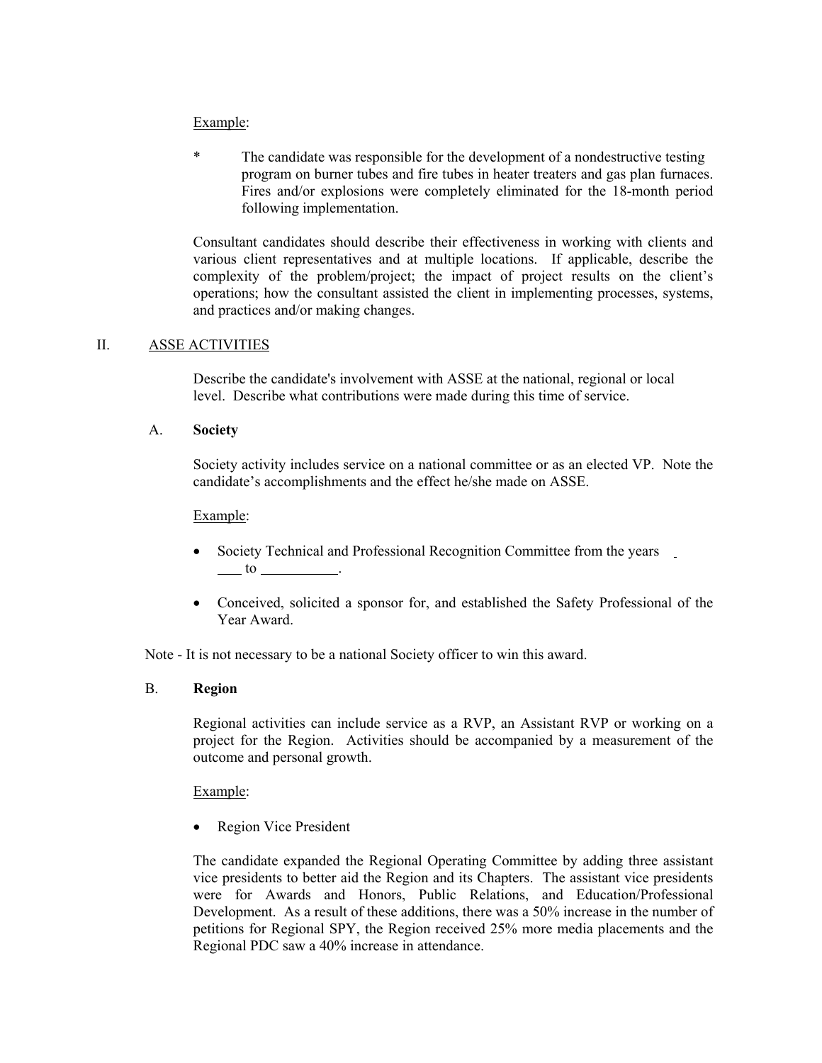Example:

\* The candidate was responsible for the development of a nondestructive testing program on burner tubes and fire tubes in heater treaters and gas plan furnaces. Fires and/or explosions were completely eliminated for the 18-month period following implementation.

Consultant candidates should describe their effectiveness in working with clients and various client representatives and at multiple locations. If applicable, describe the complexity of the problem/project; the impact of project results on the client's operations; how the consultant assisted the client in implementing processes, systems, and practices and/or making changes.

## II. ASSE ACTIVITIES

Describe the candidate's involvement with ASSE at the national, regional or local level. Describe what contributions were made during this time of service.

### A. Society

Society activity includes service on a national committee or as an elected VP. Note the candidate's accomplishments and the effect he/she made on ASSE.

Example:

- Society Technical and Professional Recognition Committee from the years \_\_\_\_ to \_\_\_\_\_\_\_\_\_\_\_.
- Conceived, solicited a sponsor for, and established the Safety Professional of the Year Award.

Note - It is not necessary to be a national Society officer to win this award.

### B. Region

Regional activities can include service as a RVP, an Assistant RVP or working on a project for the Region. Activities should be accompanied by a measurement of the outcome and personal growth.

Example:

- Region Vice President

The candidate expanded the Regional Operating Committee by adding three assistant vice presidents to better aid the Region and its Chapters. The assistant vice presidents were for Awards and Honors, Public Relations, and Education/Professional Development. As a result of these additions, there was a 50% increase in the number of petitions for Regional SPY, the Region received 25% more media placements and the Regional PDC saw a 40% increase in attendance.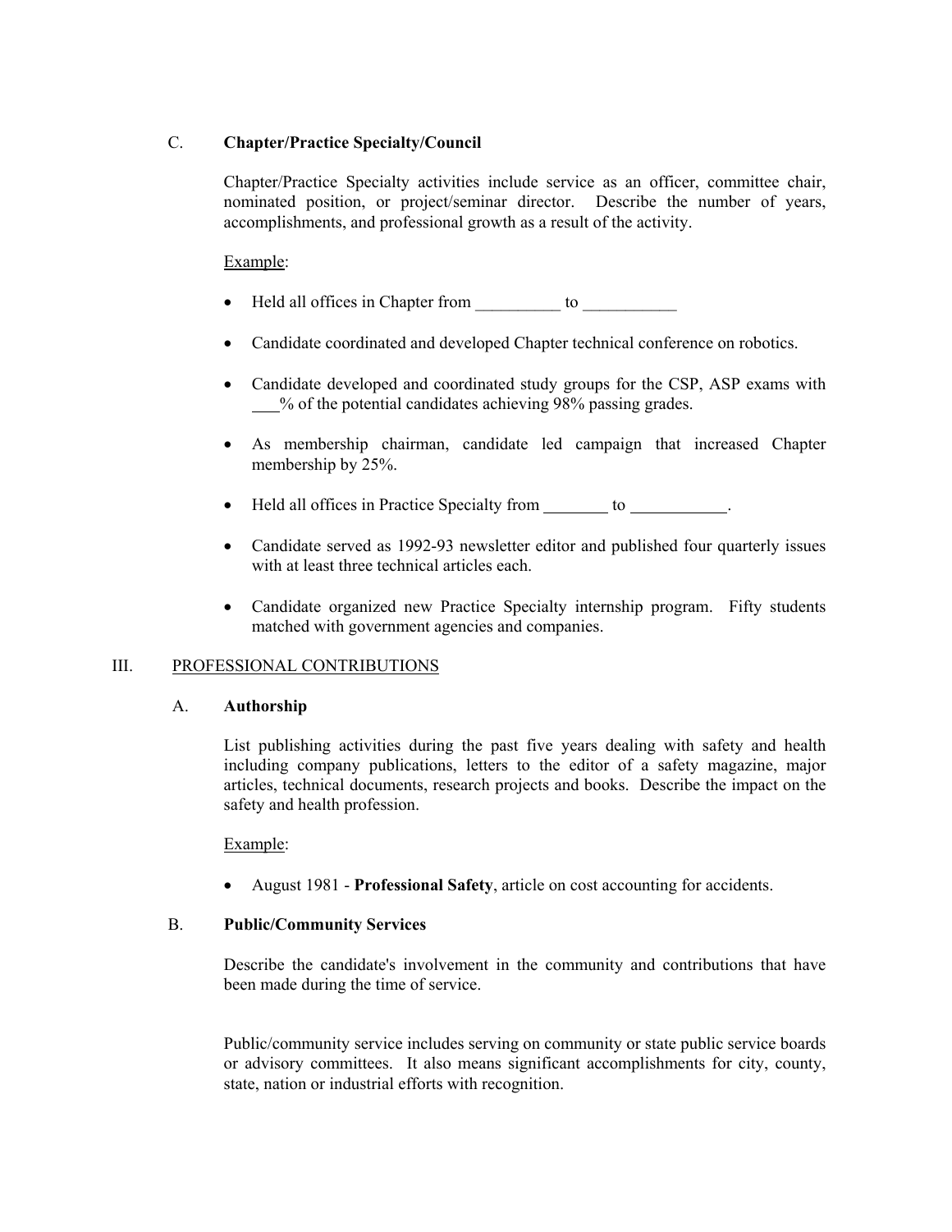### C. **Chapter/Practice Specialty/Council**

Chapter/Practice Specialty activities include service as an officer, committee chair, nominated position, or project/seminar director. Describe the number of years, accomplishments, and professional growth as a result of the activity.

Example:

- Held all offices in Chapter from __________ to ___________
- Candidate coordinated and developed Chapter technical conference on robotics.
- Candidate developed and coordinated study groups for the CSP, ASP exams with ___% of the potential candidates achieving 98% passing grades.
- As membership chairman, candidate led campaign that increased Chapter membership by 25%.
- Held all offices in Practice Specialty from ________ to ___________.
- Candidate served as 1992-93 newsletter editor and published four quarterly issues with at least three technical articles each.
- Candidate organized new Practice Specialty internship program. Fifty students matched with government agencies and companies.

## III. PROFESSIONAL CONTRIBUTIONS

### A. **Authorship**

List publishing activities during the past five years dealing with safety and health including company publications, letters to the editor of a safety magazine, major articles, technical documents, research projects and books. Describe the impact on the safety and health profession.

Example:

- August 1981 - **Professional Safety**, article on cost accounting for accidents.

### B. **Public/Community Services**

Describe the candidate's involvement in the community and contributions that have been made during the time of service.

Public/community service includes serving on community or state public service boards or advisory committees. It also means significant accomplishments for city, county, state, nation or industrial efforts with recognition.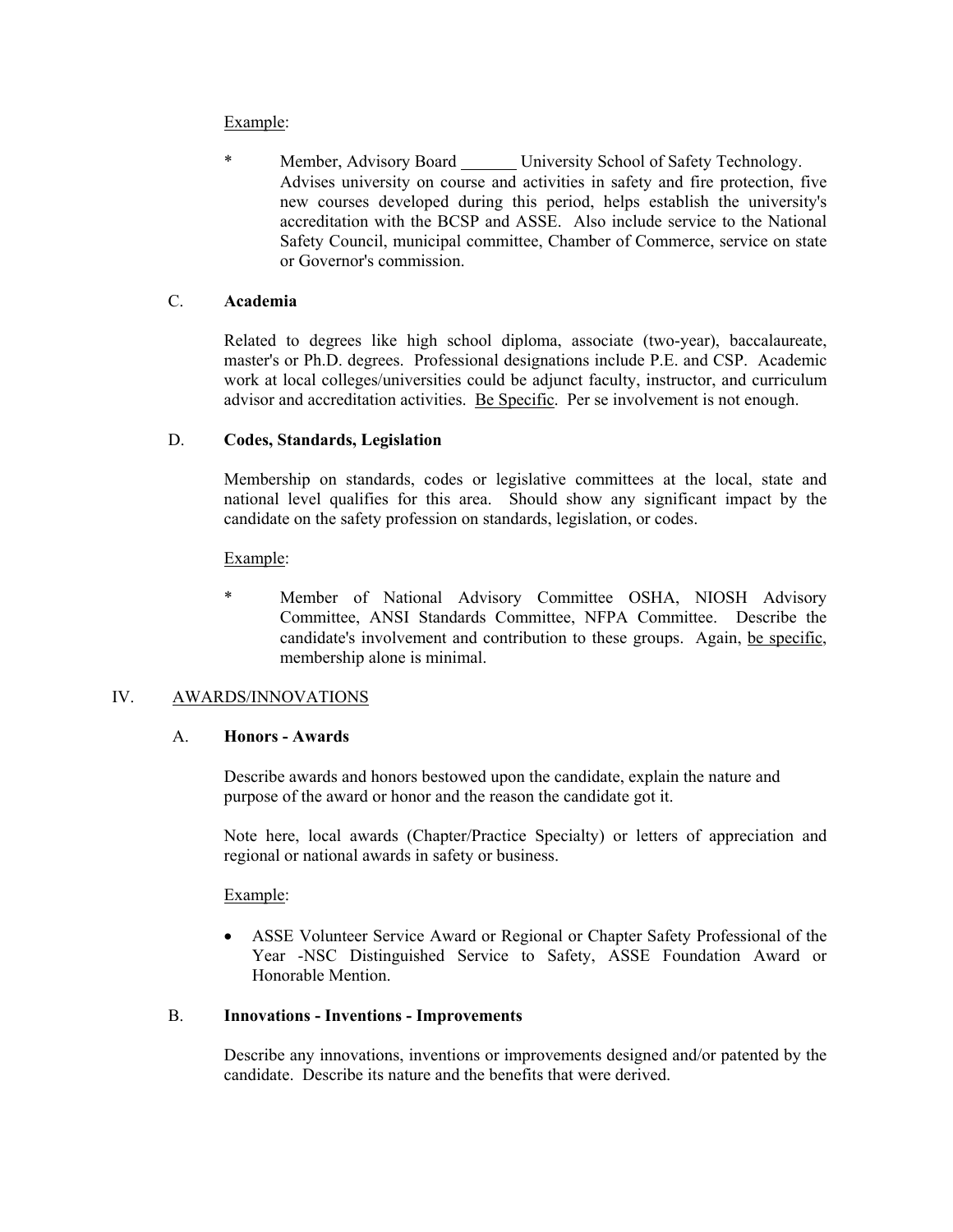Example:

* Member, Advisory Board _______ University School of Safety Technology. Advises university on course and activities in safety and fire protection, five new courses developed during this period, helps establish the university's accreditation with the BCSP and ASSE. Also include service to the National Safety Council, municipal committee, Chamber of Commerce, service on state or Governor's commission.

C. **Academia**

Related to degrees like high school diploma, associate (two-year), baccalaureate, master's or Ph.D. degrees. Professional designations include P.E. and CSP. Academic work at local colleges/universities could be adjunct faculty, instructor, and curriculum advisor and accreditation activities. Be Specific. Per se involvement is not enough.

D. **Codes, Standards, Legislation**

Membership on standards, codes or legislative committees at the local, state and national level qualifies for this area. Should show any significant impact by the candidate on the safety profession on standards, legislation, or codes.

Example:

* Member of National Advisory Committee OSHA, NIOSH Advisory Committee, ANSI Standards Committee, NFPA Committee. Describe the candidate's involvement and contribution to these groups. Again, be specific, membership alone is minimal.

## IV. AWARDS/INNOVATIONS

A. **Honors - Awards**

Describe awards and honors bestowed upon the candidate, explain the nature and purpose of the award or honor and the reason the candidate got it.

Note here, local awards (Chapter/Practice Specialty) or letters of appreciation and regional or national awards in safety or business.

Example:

- ASSE Volunteer Service Award or Regional or Chapter Safety Professional of the Year -NSC Distinguished Service to Safety, ASSE Foundation Award or Honorable Mention.

B. **Innovations - Inventions - Improvements**

Describe any innovations, inventions or improvements designed and/or patented by the candidate. Describe its nature and the benefits that were derived.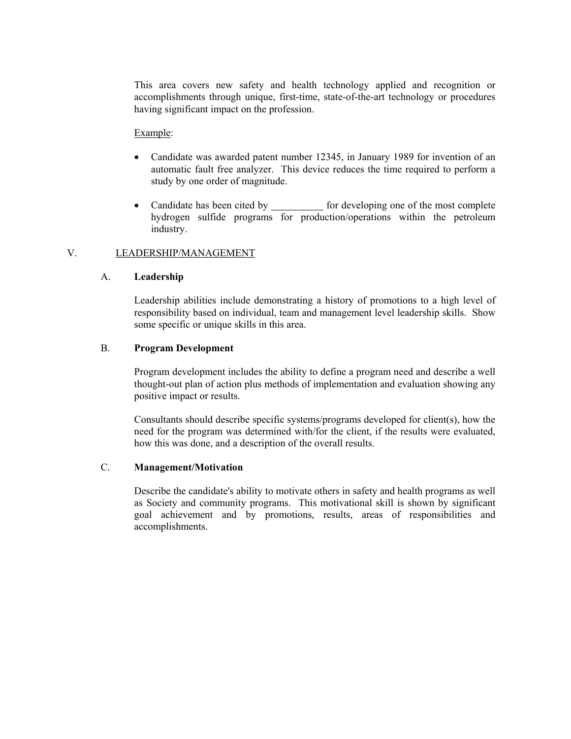This area covers new safety and health technology applied and recognition or accomplishments through unique, first-time, state-of-the-art technology or procedures having significant impact on the profession.

Example:

- Candidate was awarded patent number 12345, in January 1989 for invention of an automatic fault free analyzer. This device reduces the time required to perform a study by one order of magnitude.
- Candidate has been cited by __________ for developing one of the most complete hydrogen sulfide programs for production/operations within the petroleum industry.

## V. LEADERSHIP/MANAGEMENT

### A. Leadership

Leadership abilities include demonstrating a history of promotions to a high level of responsibility based on individual, team and management level leadership skills. Show some specific or unique skills in this area.

### B. Program Development

Program development includes the ability to define a program need and describe a well thought-out plan of action plus methods of implementation and evaluation showing any positive impact or results.

Consultants should describe specific systems/programs developed for client(s), how the need for the program was determined with/for the client, if the results were evaluated, how this was done, and a description of the overall results.

### C. Management/Motivation

Describe the candidate's ability to motivate others in safety and health programs as well as Society and community programs. This motivational skill is shown by significant goal achievement and by promotions, results, areas of responsibilities and accomplishments.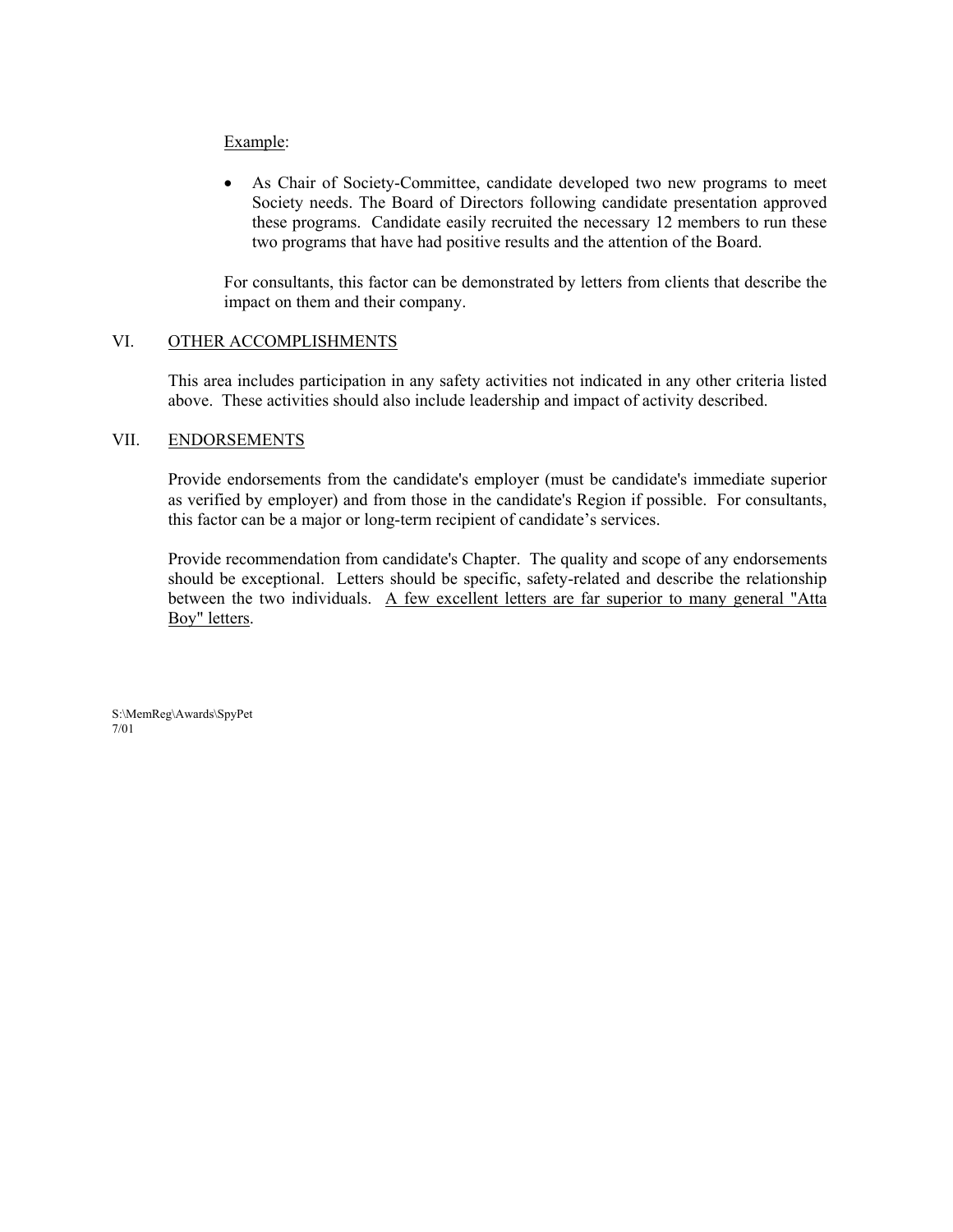Example:

- As Chair of Society-Committee, candidate developed two new programs to meet Society needs. The Board of Directors following candidate presentation approved these programs. Candidate easily recruited the necessary 12 members to run these two programs that have had positive results and the attention of the Board.

For consultants, this factor can be demonstrated by letters from clients that describe the impact on them and their company.

## VI. OTHER ACCOMPLISHMENTS

This area includes participation in any safety activities not indicated in any other criteria listed above. These activities should also include leadership and impact of activity described.

## VII. ENDORSEMENTS

Provide endorsements from the candidate's employer (must be candidate's immediate superior as verified by employer) and from those in the candidate's Region if possible. For consultants, this factor can be a major or long-term recipient of candidate's services.

Provide recommendation from candidate's Chapter. The quality and scope of any endorsements should be exceptional. Letters should be specific, safety-related and describe the relationship between the two individuals. A few excellent letters are far superior to many general "Atta Boy" letters.

S:\MemReg\Awards\SpyPet
7/01